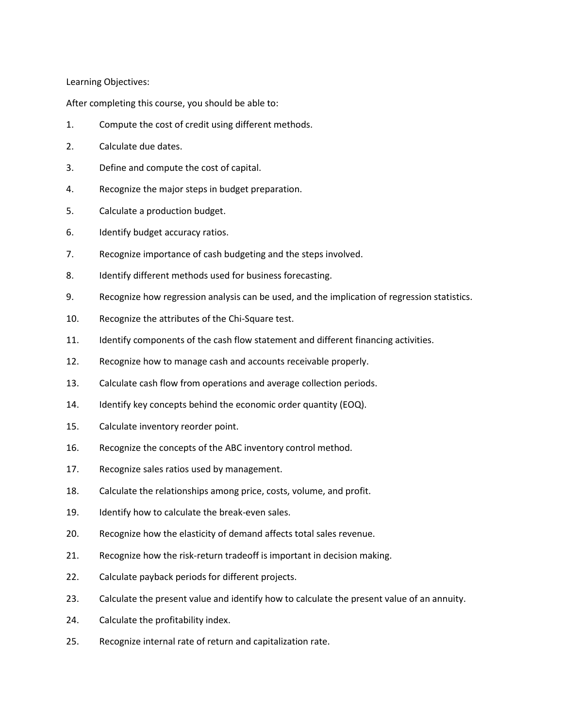Learning Objectives:

After completing this course, you should be able to:

1. Compute the cost of credit using different methods.
2. Calculate due dates.
3. Define and compute the cost of capital.
4. Recognize the major steps in budget preparation.
5. Calculate a production budget.
6. Identify budget accuracy ratios.
7. Recognize importance of cash budgeting and the steps involved.
8. Identify different methods used for business forecasting.
9. Recognize how regression analysis can be used, and the implication of regression statistics.
10. Recognize the attributes of the Chi-Square test.
11. Identify components of the cash flow statement and different financing activities.
12. Recognize how to manage cash and accounts receivable properly.
13. Calculate cash flow from operations and average collection periods.
14. Identify key concepts behind the economic order quantity (EOQ).
15. Calculate inventory reorder point.
16. Recognize the concepts of the ABC inventory control method.
17. Recognize sales ratios used by management.
18. Calculate the relationships among price, costs, volume, and profit.
19. Identify how to calculate the break-even sales.
20. Recognize how the elasticity of demand affects total sales revenue.
21. Recognize how the risk-return tradeoff is important in decision making.
22. Calculate payback periods for different projects.
23. Calculate the present value and identify how to calculate the present value of an annuity.
24. Calculate the profitability index.
25. Recognize internal rate of return and capitalization rate.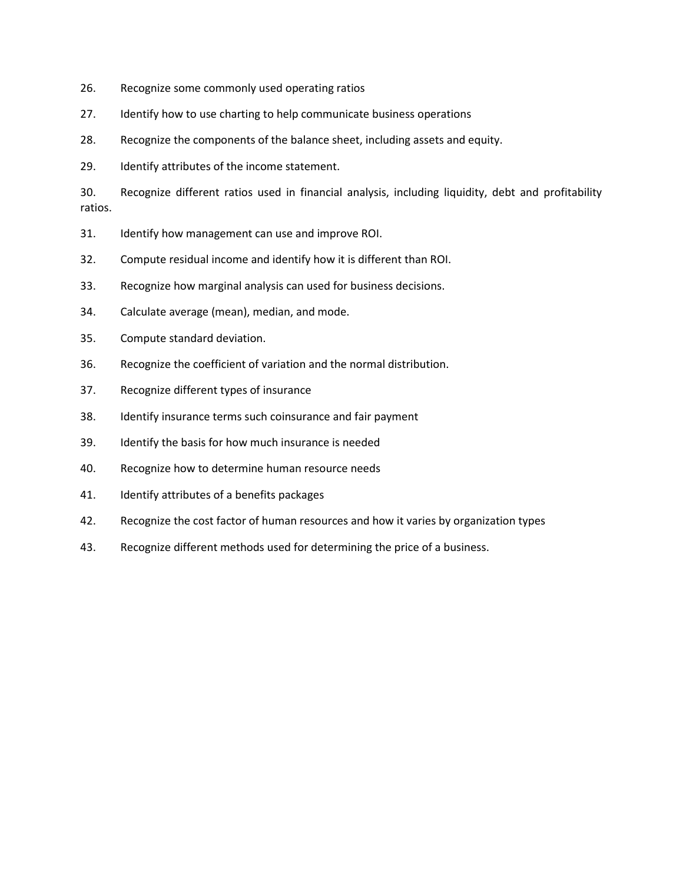26. Recognize some commonly used operating ratios
27. Identify how to use charting to help communicate business operations
28. Recognize the components of the balance sheet, including assets and equity.
29. Identify attributes of the income statement.
30. Recognize different ratios used in financial analysis, including liquidity, debt and profitability ratios.
31. Identify how management can use and improve ROI.
32. Compute residual income and identify how it is different than ROI.
33. Recognize how marginal analysis can used for business decisions.
34. Calculate average (mean), median, and mode.
35. Compute standard deviation.
36. Recognize the coefficient of variation and the normal distribution.
37. Recognize different types of insurance
38. Identify insurance terms such coinsurance and fair payment
39. Identify the basis for how much insurance is needed
40. Recognize how to determine human resource needs
41. Identify attributes of a benefits packages
42. Recognize the cost factor of human resources and how it varies by organization types
43. Recognize different methods used for determining the price of a business.